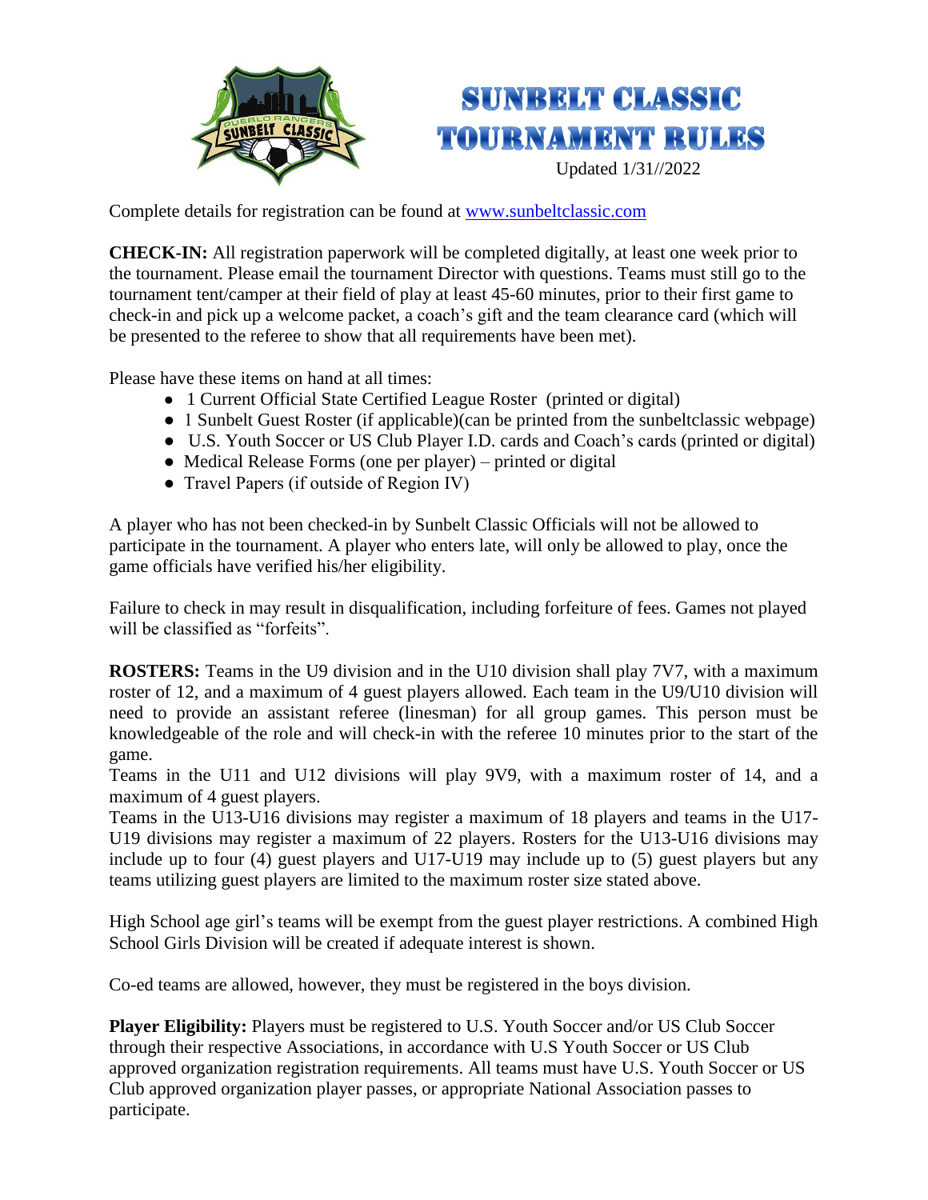# SUNBELT CLASSIC TOURNAMENT RULES

Updated 1/31//2022

Complete details for registration can be found at www.sunbeltclassic.com

**CHECK-IN:** All registration paperwork will be completed digitally, at least one week prior to the tournament. Please email the tournament Director with questions. Teams must still go to the tournament tent/camper at their field of play at least 45-60 minutes, prior to their first game to check-in and pick up a welcome packet, a coach's gift and the team clearance card (which will be presented to the referee to show that all requirements have been met).

Please have these items on hand at all times:

- 1 Current Official State Certified League Roster (printed or digital)
- 1 Sunbelt Guest Roster (if applicable)(can be printed from the sunbeltclassic webpage)
- U.S. Youth Soccer or US Club Player I.D. cards and Coach's cards (printed or digital)
- Medical Release Forms (one per player) – printed or digital
- Travel Papers (if outside of Region IV)

A player who has not been checked-in by Sunbelt Classic Officials will not be allowed to participate in the tournament. A player who enters late, will only be allowed to play, once the game officials have verified his/her eligibility.

Failure to check in may result in disqualification, including forfeiture of fees. Games not played will be classified as "forfeits".

**ROSTERS:** Teams in the U9 division and in the U10 division shall play 7V7, with a maximum roster of 12, and a maximum of 4 guest players allowed. Each team in the U9/U10 division will need to provide an assistant referee (linesman) for all group games. This person must be knowledgeable of the role and will check-in with the referee 10 minutes prior to the start of the game.

Teams in the U11 and U12 divisions will play 9V9, with a maximum roster of 14, and a maximum of 4 guest players.

Teams in the U13-U16 divisions may register a maximum of 18 players and teams in the U17-U19 divisions may register a maximum of 22 players. Rosters for the U13-U16 divisions may include up to four (4) guest players and U17-U19 may include up to (5) guest players but any teams utilizing guest players are limited to the maximum roster size stated above.

High School age girl's teams will be exempt from the guest player restrictions. A combined High School Girls Division will be created if adequate interest is shown.

Co-ed teams are allowed, however, they must be registered in the boys division.

**Player Eligibility:** Players must be registered to U.S. Youth Soccer and/or US Club Soccer through their respective Associations, in accordance with U.S Youth Soccer or US Club approved organization registration requirements. All teams must have U.S. Youth Soccer or US Club approved organization player passes, or appropriate National Association passes to participate.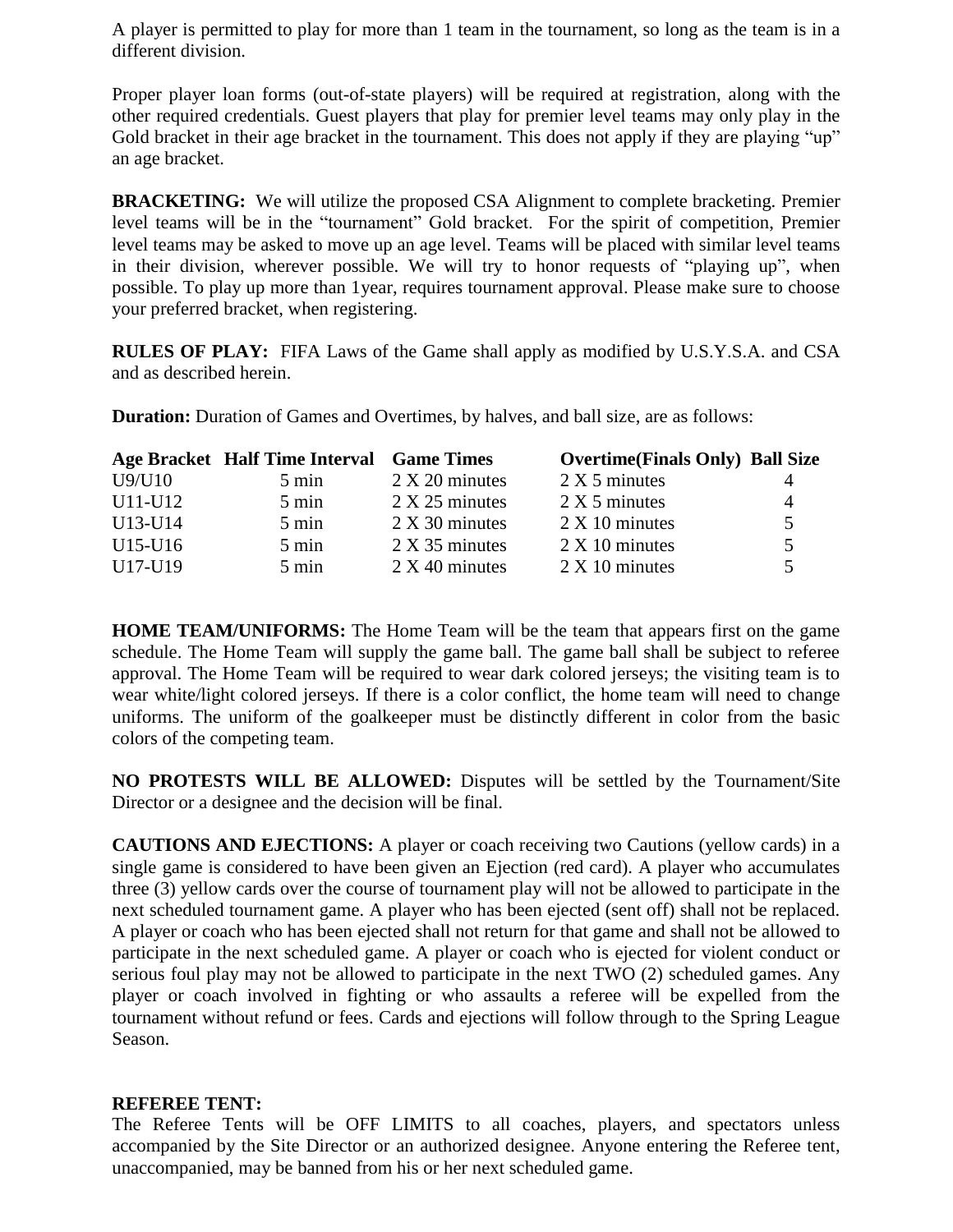A player is permitted to play for more than 1 team in the tournament, so long as the team is in a different division.

Proper player loan forms (out-of-state players) will be required at registration, along with the other required credentials. Guest players that play for premier level teams may only play in the Gold bracket in their age bracket in the tournament. This does not apply if they are playing “up” an age bracket.

**BRACKETING:** We will utilize the proposed CSA Alignment to complete bracketing. Premier level teams will be in the “tournament” Gold bracket. For the spirit of competition, Premier level teams may be asked to move up an age level. Teams will be placed with similar level teams in their division, wherever possible. We will try to honor requests of “playing up”, when possible. To play up more than 1year, requires tournament approval. Please make sure to choose your preferred bracket, when registering.

**RULES OF PLAY:** FIFA Laws of the Game shall apply as modified by U.S.Y.S.A. and CSA and as described herein.

**Duration:** Duration of Games and Overtimes, by halves, and ball size, are as follows:

| Age Bracket | Half Time Interval | Game Times | Overtime(Finals Only) | Ball Size |
|---|---|---|---|---|
| U9/U10 | 5 min | 2 X 20 minutes | 2 X 5 minutes | 4 |
| U11-U12 | 5 min | 2 X 25 minutes | 2 X 5 minutes | 4 |
| U13-U14 | 5 min | 2 X 30 minutes | 2 X 10 minutes | 5 |
| U15-U16 | 5 min | 2 X 35 minutes | 2 X 10 minutes | 5 |
| U17-U19 | 5 min | 2 X 40 minutes | 2 X 10 minutes | 5 |

**HOME TEAM/UNIFORMS:** The Home Team will be the team that appears first on the game schedule. The Home Team will supply the game ball. The game ball shall be subject to referee approval. The Home Team will be required to wear dark colored jerseys; the visiting team is to wear white/light colored jerseys. If there is a color conflict, the home team will need to change uniforms. The uniform of the goalkeeper must be distinctly different in color from the basic colors of the competing team.

**NO PROTESTS WILL BE ALLOWED:** Disputes will be settled by the Tournament/Site Director or a designee and the decision will be final.

**CAUTIONS AND EJECTIONS:** A player or coach receiving two Cautions (yellow cards) in a single game is considered to have been given an Ejection (red card). A player who accumulates three (3) yellow cards over the course of tournament play will not be allowed to participate in the next scheduled tournament game. A player who has been ejected (sent off) shall not be replaced. A player or coach who has been ejected shall not return for that game and shall not be allowed to participate in the next scheduled game. A player or coach who is ejected for violent conduct or serious foul play may not be allowed to participate in the next TWO (2) scheduled games. Any player or coach involved in fighting or who assaults a referee will be expelled from the tournament without refund or fees. Cards and ejections will follow through to the Spring League Season.

**REFEREE TENT:**

The Referee Tents will be OFF LIMITS to all coaches, players, and spectators unless accompanied by the Site Director or an authorized designee. Anyone entering the Referee tent, unaccompanied, may be banned from his or her next scheduled game.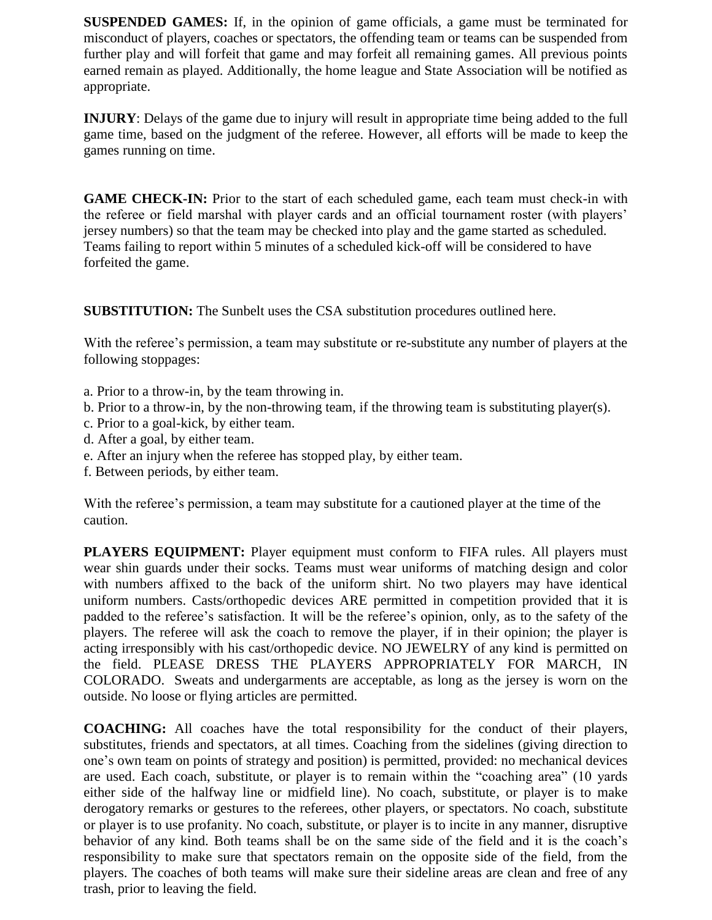**SUSPENDED GAMES:** If, in the opinion of game officials, a game must be terminated for misconduct of players, coaches or spectators, the offending team or teams can be suspended from further play and will forfeit that game and may forfeit all remaining games. All previous points earned remain as played. Additionally, the home league and State Association will be notified as appropriate.

**INJURY**: Delays of the game due to injury will result in appropriate time being added to the full game time, based on the judgment of the referee. However, all efforts will be made to keep the games running on time.

**GAME CHECK-IN:** Prior to the start of each scheduled game, each team must check-in with the referee or field marshal with player cards and an official tournament roster (with players' jersey numbers) so that the team may be checked into play and the game started as scheduled. Teams failing to report within 5 minutes of a scheduled kick-off will be considered to have forfeited the game.

**SUBSTITUTION:** The Sunbelt uses the CSA substitution procedures outlined here.

With the referee's permission, a team may substitute or re-substitute any number of players at the following stoppages:

a. Prior to a throw-in, by the team throwing in.
b. Prior to a throw-in, by the non-throwing team, if the throwing team is substituting player(s).
c. Prior to a goal-kick, by either team.
d. After a goal, by either team.
e. After an injury when the referee has stopped play, by either team.
f. Between periods, by either team.

With the referee's permission, a team may substitute for a cautioned player at the time of the caution.

**PLAYERS EQUIPMENT:** Player equipment must conform to FIFA rules. All players must wear shin guards under their socks. Teams must wear uniforms of matching design and color with numbers affixed to the back of the uniform shirt. No two players may have identical uniform numbers. Casts/orthopedic devices ARE permitted in competition provided that it is padded to the referee's satisfaction. It will be the referee's opinion, only, as to the safety of the players. The referee will ask the coach to remove the player, if in their opinion; the player is acting irresponsibly with his cast/orthopedic device. NO JEWELRY of any kind is permitted on the field. PLEASE DRESS THE PLAYERS APPROPRIATELY FOR MARCH, IN COLORADO. Sweats and undergarments are acceptable, as long as the jersey is worn on the outside. No loose or flying articles are permitted.

**COACHING:** All coaches have the total responsibility for the conduct of their players, substitutes, friends and spectators, at all times. Coaching from the sidelines (giving direction to one's own team on points of strategy and position) is permitted, provided: no mechanical devices are used. Each coach, substitute, or player is to remain within the "coaching area" (10 yards either side of the halfway line or midfield line). No coach, substitute, or player is to make derogatory remarks or gestures to the referees, other players, or spectators. No coach, substitute or player is to use profanity. No coach, substitute, or player is to incite in any manner, disruptive behavior of any kind. Both teams shall be on the same side of the field and it is the coach's responsibility to make sure that spectators remain on the opposite side of the field, from the players. The coaches of both teams will make sure their sideline areas are clean and free of any trash, prior to leaving the field.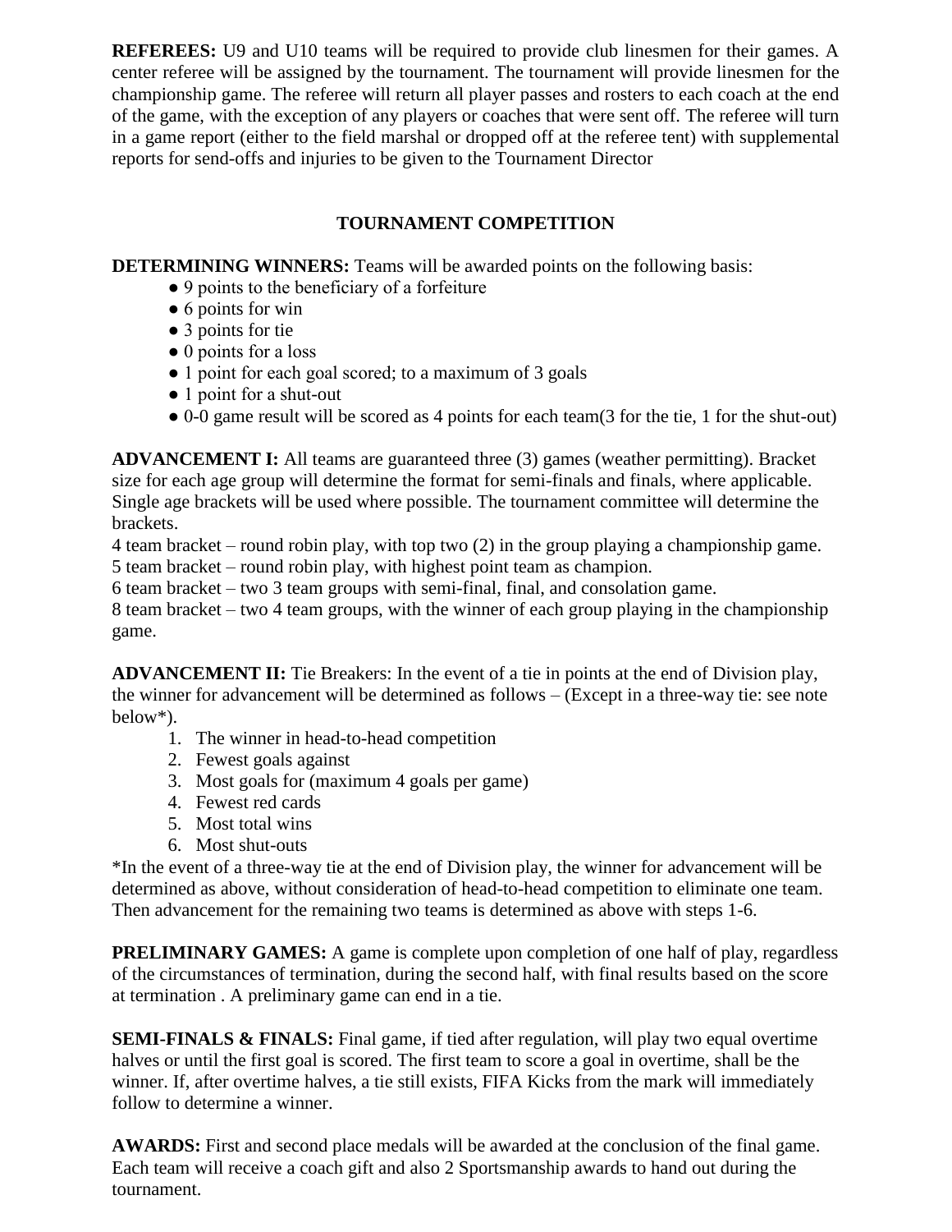**REFEREES:** U9 and U10 teams will be required to provide club linesmen for their games. A center referee will be assigned by the tournament. The tournament will provide linesmen for the championship game. The referee will return all player passes and rosters to each coach at the end of the game, with the exception of any players or coaches that were sent off. The referee will turn in a game report (either to the field marshal or dropped off at the referee tent) with supplemental reports for send-offs and injuries to be given to the Tournament Director

## TOURNAMENT COMPETITION

**DETERMINING WINNERS:** Teams will be awarded points on the following basis:

- 9 points to the beneficiary of a forfeiture
- 6 points for win
- 3 points for tie
- 0 points for a loss
- 1 point for each goal scored; to a maximum of 3 goals
- 1 point for a shut-out
- 0-0 game result will be scored as 4 points for each team(3 for the tie, 1 for the shut-out)

**ADVANCEMENT I:** All teams are guaranteed three (3) games (weather permitting). Bracket size for each age group will determine the format for semi-finals and finals, where applicable. Single age brackets will be used where possible. The tournament committee will determine the brackets.

4 team bracket – round robin play, with top two (2) in the group playing a championship game.
5 team bracket – round robin play, with highest point team as champion.
6 team bracket – two 3 team groups with semi-final, final, and consolation game.
8 team bracket – two 4 team groups, with the winner of each group playing in the championship game.

**ADVANCEMENT II:** Tie Breakers: In the event of a tie in points at the end of Division play, the winner for advancement will be determined as follows – (Except in a three-way tie: see note below*).

1. The winner in head-to-head competition
2. Fewest goals against
3. Most goals for (maximum 4 goals per game)
4. Fewest red cards
5. Most total wins
6. Most shut-outs

*In the event of a three-way tie at the end of Division play, the winner for advancement will be determined as above, without consideration of head-to-head competition to eliminate one team. Then advancement for the remaining two teams is determined as above with steps 1-6.

**PRELIMINARY GAMES:** A game is complete upon completion of one half of play, regardless of the circumstances of termination, during the second half, with final results based on the score at termination . A preliminary game can end in a tie.

**SEMI-FINALS & FINALS:** Final game, if tied after regulation, will play two equal overtime halves or until the first goal is scored. The first team to score a goal in overtime, shall be the winner. If, after overtime halves, a tie still exists, FIFA Kicks from the mark will immediately follow to determine a winner.

**AWARDS:** First and second place medals will be awarded at the conclusion of the final game. Each team will receive a coach gift and also 2 Sportsmanship awards to hand out during the tournament.